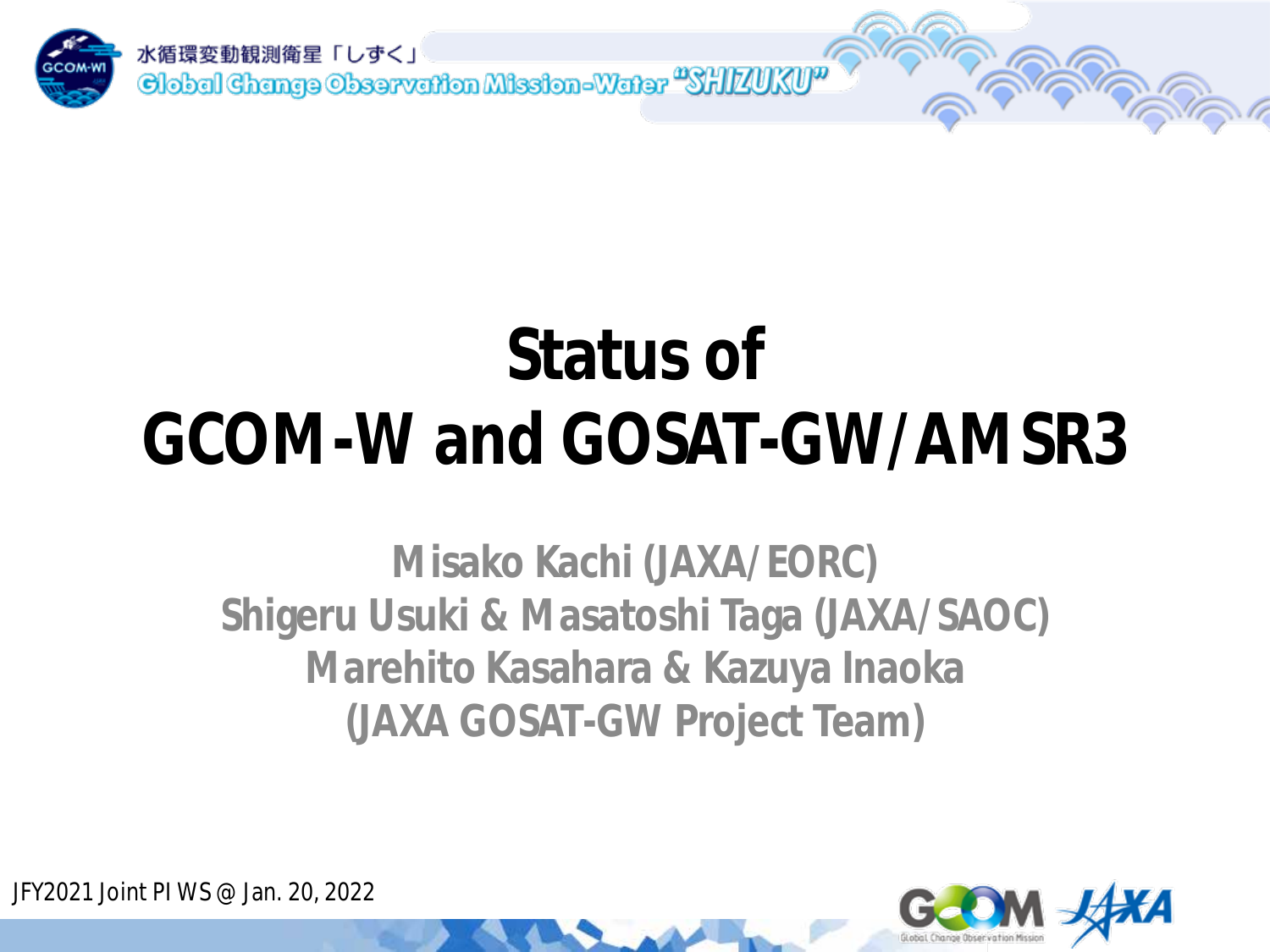水循環変動観測衛星「しずく」
Global Change Observation Mission-Water "SHIZUKU"

# Status of GCOM-W and GOSAT-GW/AMSR3

**Misako Kachi (JAXA/EORC)**
**Shigeru Usuki & Masatoshi Taga (JAXA/SAOC)**
**Marehito Kasahara & Kazuya Inaoka (JAXA GOSAT-GW Project Team)**

JFY2021 Joint PI WS @ Jan. 20, 2022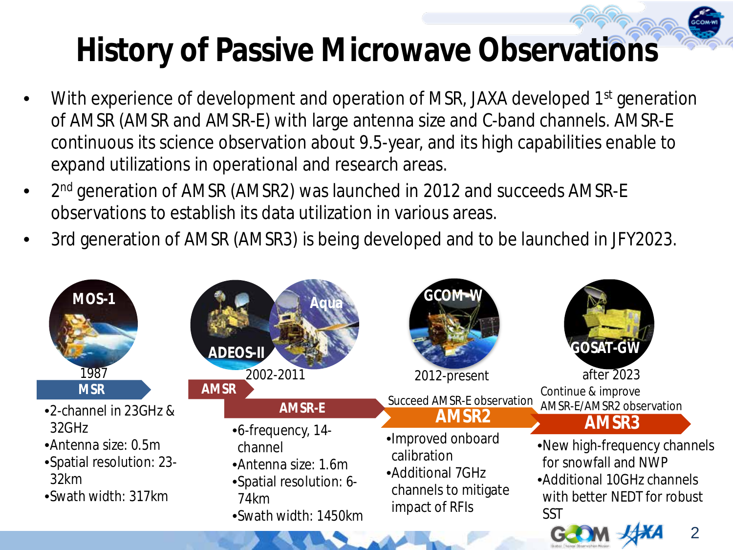# History of Passive Microwave Observations

- With experience of development and operation of MSR, JAXA developed 1st generation of AMSR (AMSR and AMSR-E) with large antenna size and C-band channels. AMSR-E continuous its science observation about 9.5-year, and its high capabilities enable to expand utilizations in operational and research areas.
- 2nd generation of AMSR (AMSR2) was launched in 2012 and succeeds AMSR-E observations to establish its data utilization in various areas.
- 3rd generation of AMSR (AMSR3) is being developed and to be launched in JFY2023.

**MOS-1** — 1987

**MSR**

- 2-channel in 23GHz & 32GHz
- Antenna size: 0.5m
- Spatial resolution: 23-32km
- Swath width: 317km

**ADEOS-II / Aqua** — 2002-2011

**AMSR**

**AMSR-E**

- 6-frequency, 14-channel
- Antenna size: 1.6m
- Spatial resolution: 6-74km
- Swath width: 1450km

**GCOM-W** — 2012-present

Succeed AMSR-E observation

**AMSR2**

- Improved onboard calibration
- Additional 7GHz channels to mitigate impact of RFIs

**GOSAT-GW** — after 2023

Continue & improve AMSR-E/AMSR2 observation

**AMSR3**

- New high-frequency channels for snowfall and NWP
- Additional 10GHz channels with better NEDT for robust SST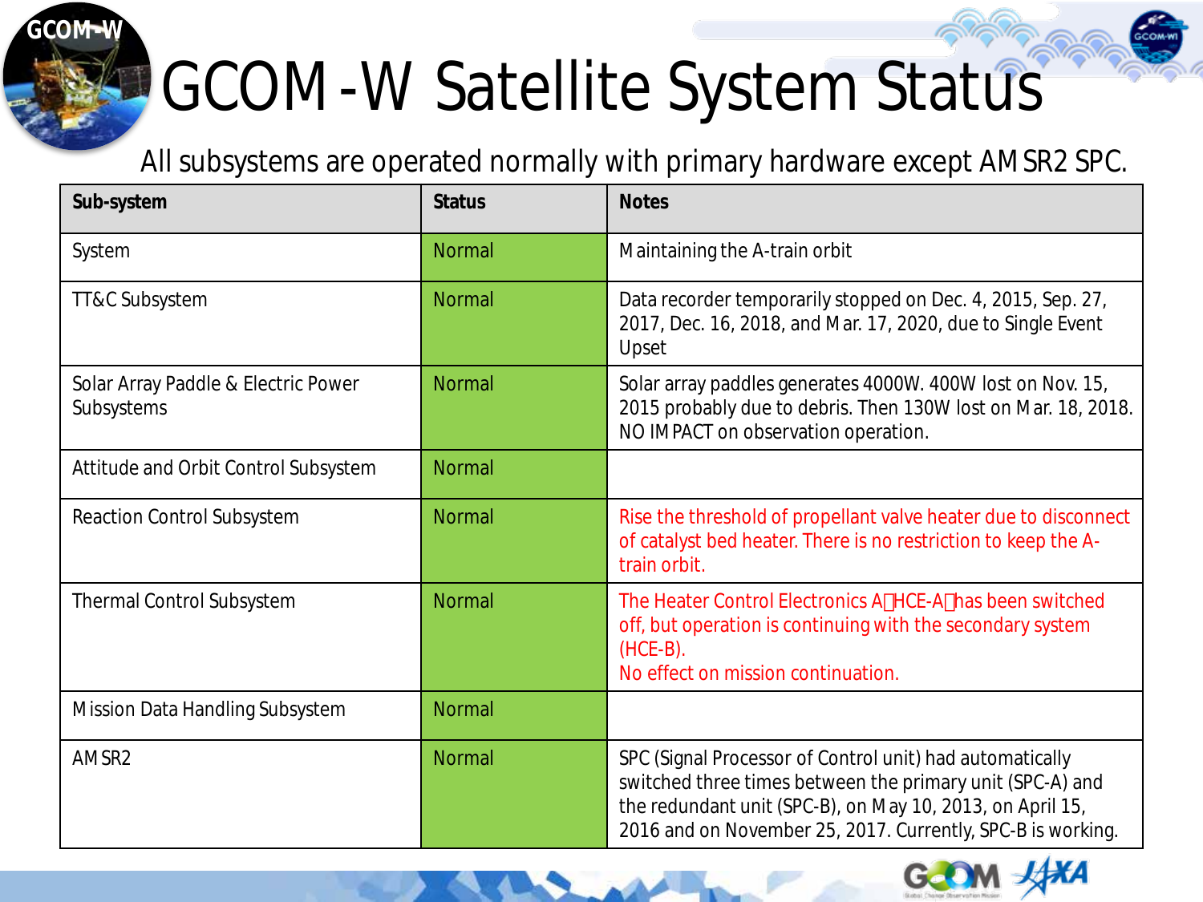# GCOM-W Satellite System Status

All subsystems are operated normally with primary hardware except AMSR2 SPC.

| Sub-system | Status | Notes |
|---|---|---|
| System | Normal | Maintaining the A-train orbit |
| TT&C Subsystem | Normal | Data recorder temporarily stopped on Dec. 4, 2015, Sep. 27, 2017, Dec. 16, 2018, and Mar. 17, 2020, due to Single Event Upset |
| Solar Array Paddle & Electric Power Subsystems | Normal | Solar array paddles generates 4000W. 400W lost on Nov. 15, 2015 probably due to debris. Then 130W lost on Mar. 18, 2018. NO IMPACT on observation operation. |
| Attitude and Orbit Control Subsystem | Normal | |
| Reaction Control Subsystem | Normal | Rise the threshold of propellant valve heater due to disconnect of catalyst bed heater. There is no restriction to keep the A-train orbit. |
| Thermal Control Subsystem | Normal | The Heater Control Electronics A（HCE-A）has been switched off, but operation is continuing with the secondary system (HCE-B). No effect on mission continuation. |
| Mission Data Handling Subsystem | Normal | |
| AMSR2 | Normal | SPC (Signal Processor of Control unit) had automatically switched three times between the primary unit (SPC-A) and the redundant unit (SPC-B), on May 10, 2013, on April 15, 2016 and on November 25, 2017. Currently, SPC-B is working. |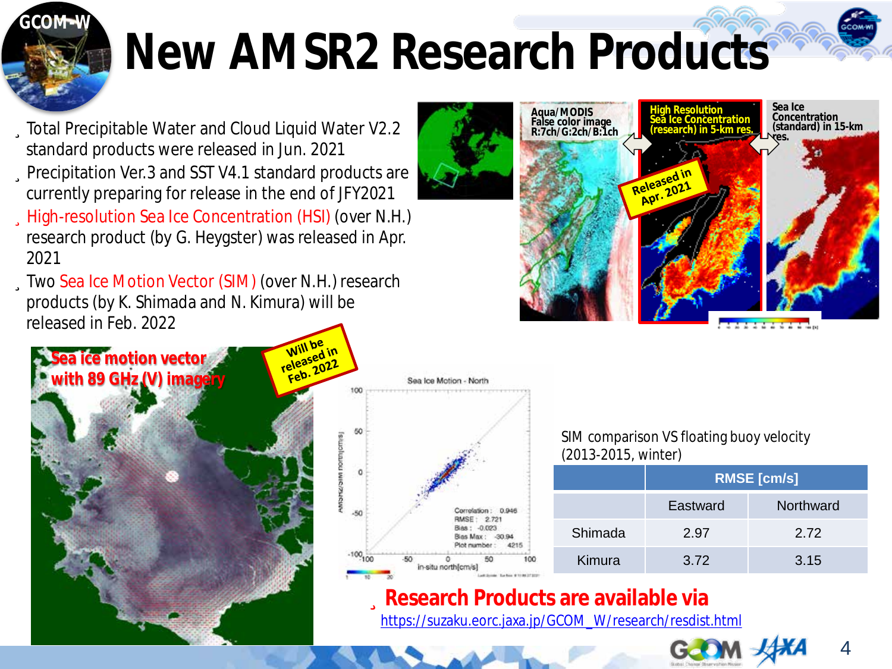# New AMSR2 Research Products

- Total Precipitable Water and Cloud Liquid Water V2.2 standard products were released in Jun. 2021
- Precipitation Ver.3 and SST V4.1 standard products are currently preparing for release in the end of JFY2021
- High-resolution Sea Ice Concentration (HSI) (over N.H.) research product (by G. Heygster) was released in Apr. 2021
- Two Sea Ice Motion Vector (SIM) (over N.H.) research products (by K. Shimada and N. Kimura) will be released in Feb. 2022

Aqua/MODIS False color image R:7ch/G:2ch/B:1ch

High Resolution Sea Ice Concentration (research) in 5-km res.

Released in Apr. 2021

Sea Ice Concentration (standard) in 15-km res.

Sea ice motion vector with 89 GHz (V) imagery

Will be released in Feb. 2022

SIM comparison VS floating buoy velocity (2013-2015, winter)

| | RMSE [cm/s] | |
|---|---|---|
| | Eastward | Northward |
| Shimada | 2.97 | 2.72 |
| Kimura | 3.72 | 3.15 |

- **Research Products are available via** https://suzaku.eorc.jaxa.jp/GCOM_W/research/resdist.html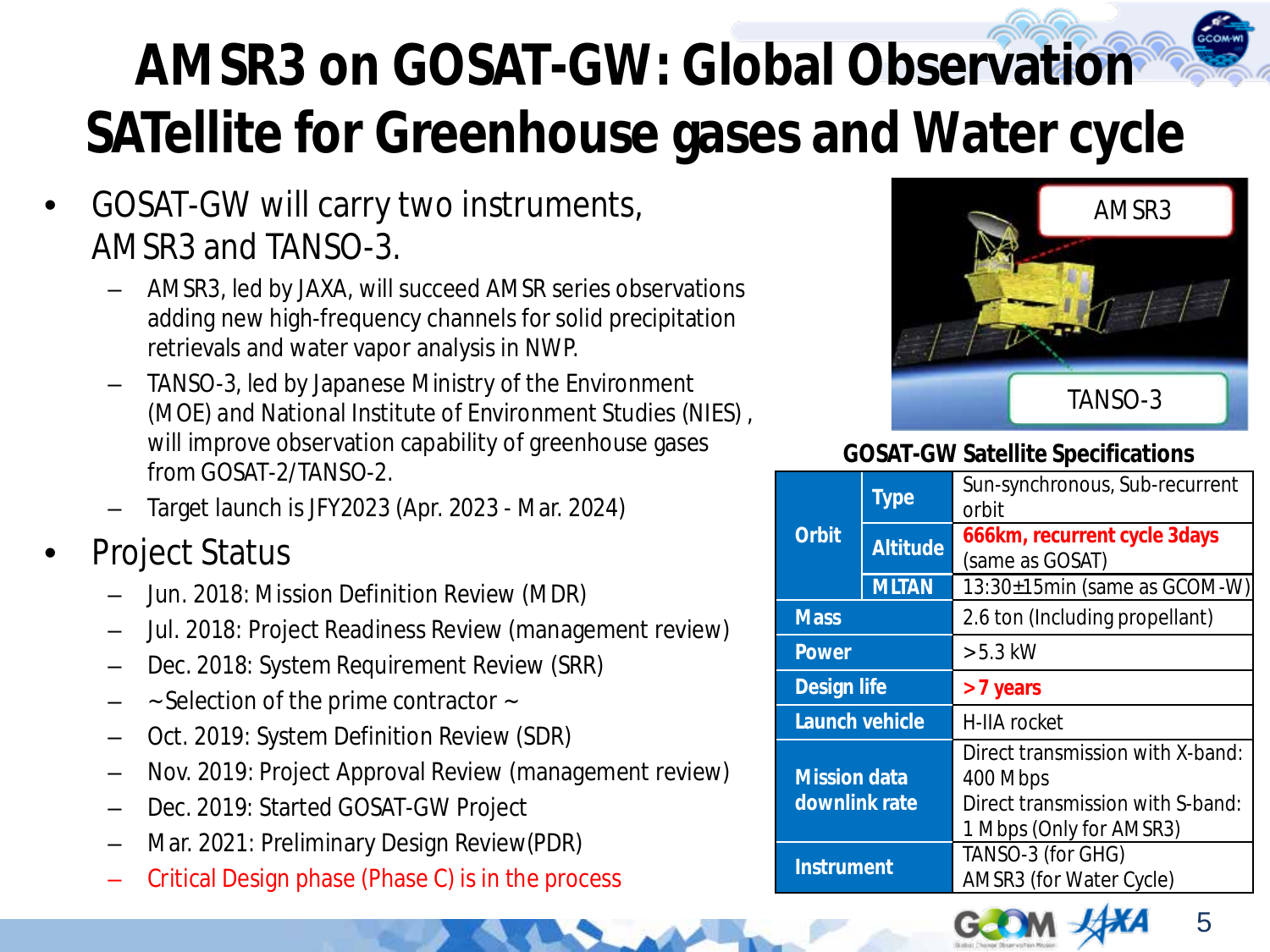# AMSR3 on GOSAT-GW: Global Observation SATellite for Greenhouse gases and Water cycle

- GOSAT-GW will carry two instruments, AMSR3 and TANSO-3.
  - AMSR3, led by JAXA, will succeed AMSR series observations adding new high-frequency channels for solid precipitation retrievals and water vapor analysis in NWP.
  - TANSO-3, led by Japanese Ministry of the Environment (MOE) and National Institute of Environment Studies (NIES) , will improve observation capability of greenhouse gases from GOSAT-2/TANSO-2.
  - Target launch is JFY2023 (Apr. 2023 - Mar. 2024)
- Project Status
  - Jun. 2018: Mission Definition Review (MDR)
  - Jul. 2018: Project Readiness Review (management review)
  - Dec. 2018: System Requirement Review (SRR)
  - ~Selection of the prime contractor ~
  - Oct. 2019: System Definition Review (SDR)
  - Nov. 2019: Project Approval Review (management review)
  - Dec. 2019: Started GOSAT-GW Project
  - Mar. 2021: Preliminary Design Review(PDR)
  - Critical Design phase (Phase C) is in the process

AMSR3

TANSO-3

**GOSAT-GW Satellite Specifications**

| | | |
|---|---|---|
| **Orbit** | **Type** | Sun-synchronous, Sub-recurrent orbit |
| | **Altitude** | **666km, recurrent cycle 3days** (same as GOSAT) |
| | **MLTAN** | 13:30±15min (same as GCOM-W) |
| **Mass** | | 2.6 ton (Including propellant) |
| **Power** | | >5.3 kW |
| **Design life** | | **>7 years** |
| **Launch vehicle** | | H-IIA rocket |
| **Mission data downlink rate** | | Direct transmission with X-band: 400 Mbps<br>Direct transmission with S-band: 1 Mbps (Only for AMSR3) |
| **Instrument** | | TANSO-3 (for GHG)<br>AMSR3 (for Water Cycle) |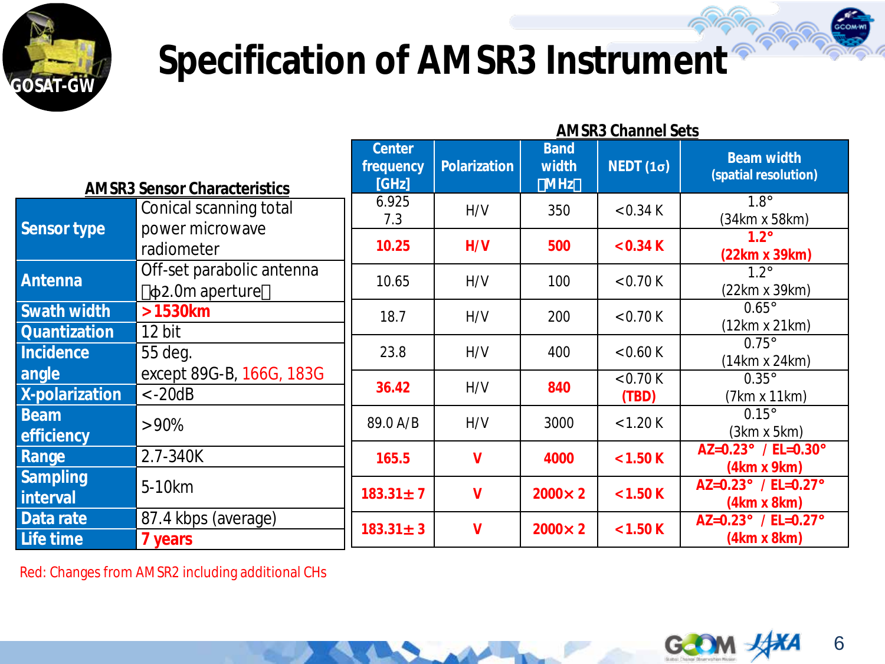# Specification of AMSR3 Instrument

### AMSR3 Sensor Characteristics

| | |
|---|---|
| Sensor type | Conical scanning total power microwave radiometer |
| Antenna | Off-set parabolic antenna （φ2.0m aperture） |
| Swath width | >1530km |
| Quantization | 12 bit |
| Incidence angle | 55 deg. except 89G-B, 166G, 183G |
| X-polarization | <-20dB |
| Beam efficiency | >90% |
| Range | 2.7-340K |
| Sampling interval | 5-10km |
| Data rate | 87.4 kbps (average) |
| Life time | 7 years |

### AMSR3 Channel Sets

| Center frequency [GHz] | Polarization | Band width （MHz） | NEDT (1σ) | Beam width (spatial resolution) |
|---|---|---|---|---|
| 6.925 7.3 | H/V | 350 | <0.34 K | 1.8° (34km x 58km) |
| **10.25** | **H/V** | **500** | **<0.34 K** | **1.2° (22km x 39km)** |
| 10.65 | H/V | 100 | <0.70 K | 1.2° (22km x 39km) |
| 18.7 | H/V | 200 | <0.70 K | 0.65° (12km x 21km) |
| 23.8 | H/V | 400 | <0.60 K | 0.75° (14km x 24km) |
| **36.42** | H/V | **840** | <0.70 K **(TBD)** | 0.35° (7km x 11km) |
| 89.0 A/B | H/V | 3000 | <1.20 K | 0.15° (3km x 5km) |
| **165.5** | **V** | **4000** | **<1.50 K** | **AZ=0.23° / EL=0.30° (4km x 9km)** |
| **183.31± 7** | **V** | **2000× 2** | **<1.50 K** | **AZ=0.23° / EL=0.27° (4km x 8km)** |
| **183.31± 3** | **V** | **2000× 2** | **<1.50 K** | **AZ=0.23° / EL=0.27° (4km x 8km)** |

Red: Changes from AMSR2 including additional CHs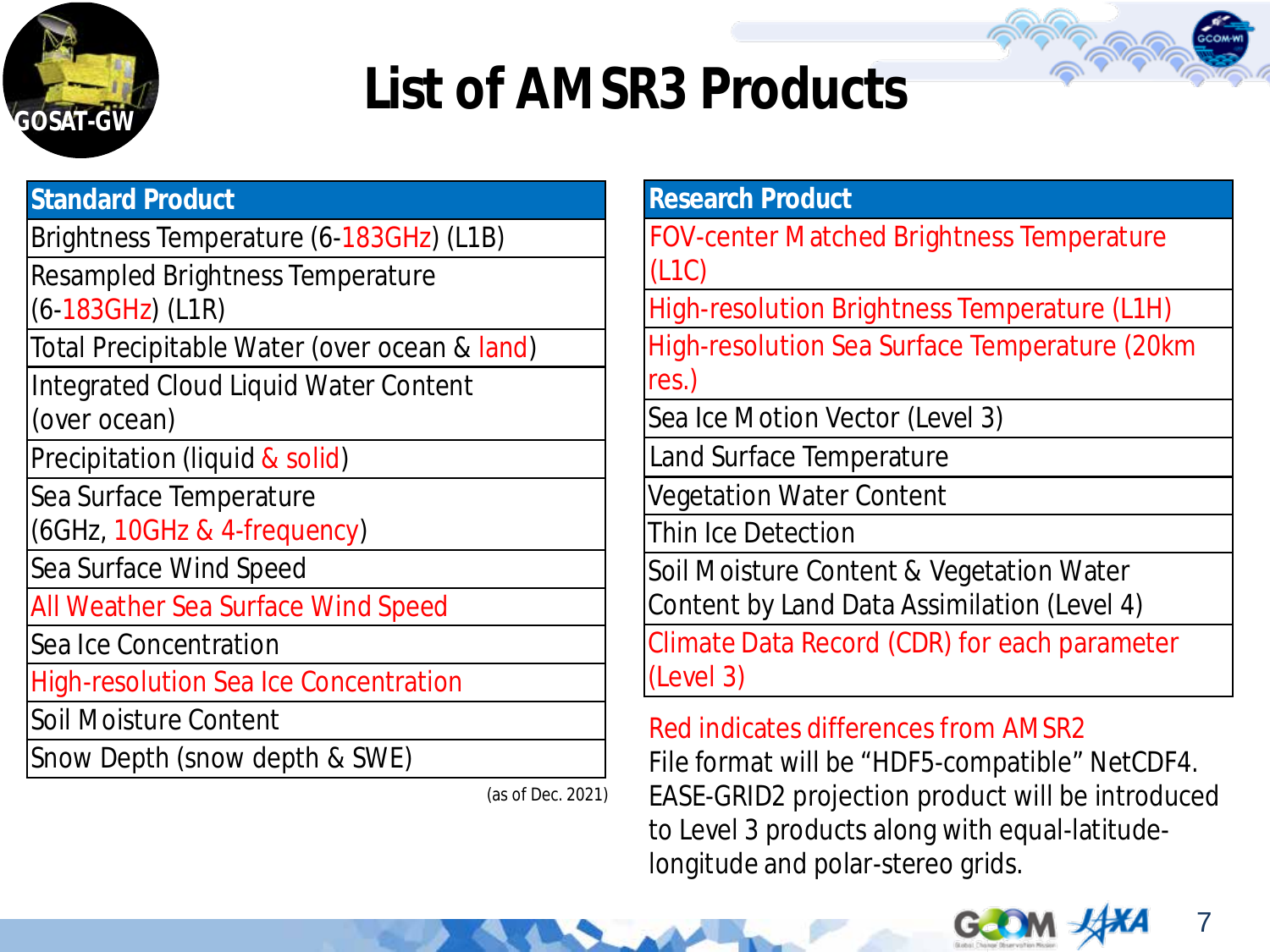# List of AMSR3 Products

| Standard Product |
|---|
| Brightness Temperature (6-183GHz) (L1B) |
| Resampled Brightness Temperature (6-183GHz) (L1R) |
| Total Precipitable Water (over ocean & land) |
| Integrated Cloud Liquid Water Content (over ocean) |
| Precipitation (liquid & solid) |
| Sea Surface Temperature (6GHz, 10GHz & 4-frequency) |
| Sea Surface Wind Speed |
| All Weather Sea Surface Wind Speed |
| Sea Ice Concentration |
| High-resolution Sea Ice Concentration |
| Soil Moisture Content |
| Snow Depth (snow depth & SWE) |

(as of Dec. 2021)

| Research Product |
|---|
| FOV-center Matched Brightness Temperature (L1C) |
| High-resolution Brightness Temperature (L1H) |
| High-resolution Sea Surface Temperature (20km res.) |
| Sea Ice Motion Vector (Level 3) |
| Land Surface Temperature |
| Vegetation Water Content |
| Thin Ice Detection |
| Soil Moisture Content & Vegetation Water Content by Land Data Assimilation (Level 4) |
| Climate Data Record (CDR) for each parameter (Level 3) |

Red indicates differences from AMSR2

File format will be "HDF5-compatible" NetCDF4.

EASE-GRID2 projection product will be introduced to Level 3 products along with equal-latitude-longitude and polar-stereo grids.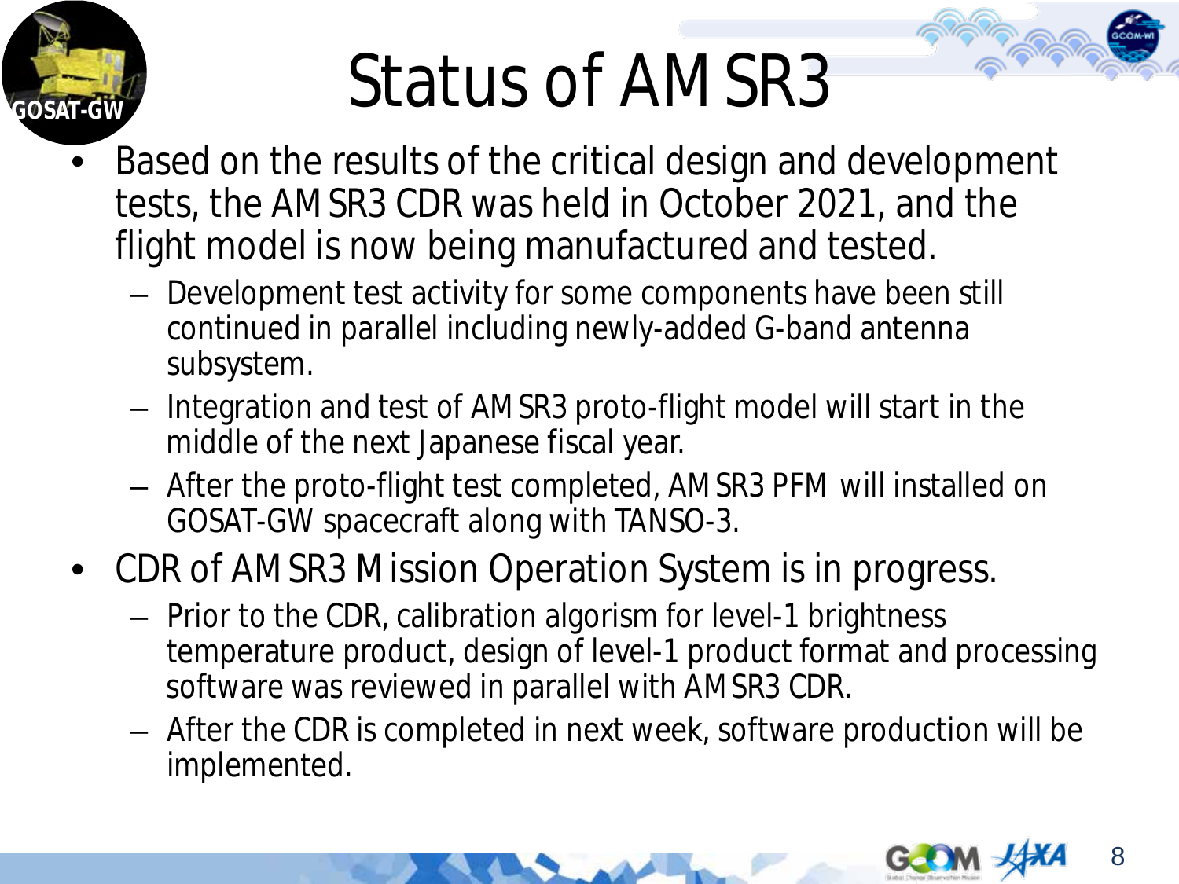# Status of AMSR3

- Based on the results of the critical design and development tests, the AMSR3 CDR was held in October 2021, and the flight model is now being manufactured and tested.
  - Development test activity for some components have been still continued in parallel including newly-added G-band antenna subsystem.
  - Integration and test of AMSR3 proto-flight model will start in the middle of the next Japanese fiscal year.
  - After the proto-flight test completed, AMSR3 PFM will installed on GOSAT-GW spacecraft along with TANSO-3.
- CDR of AMSR3 Mission Operation System is in progress.
  - Prior to the CDR, calibration algorism for level-1 brightness temperature product, design of level-1 product format and processing software was reviewed in parallel with AMSR3 CDR.
  - After the CDR is completed in next week, software production will be implemented.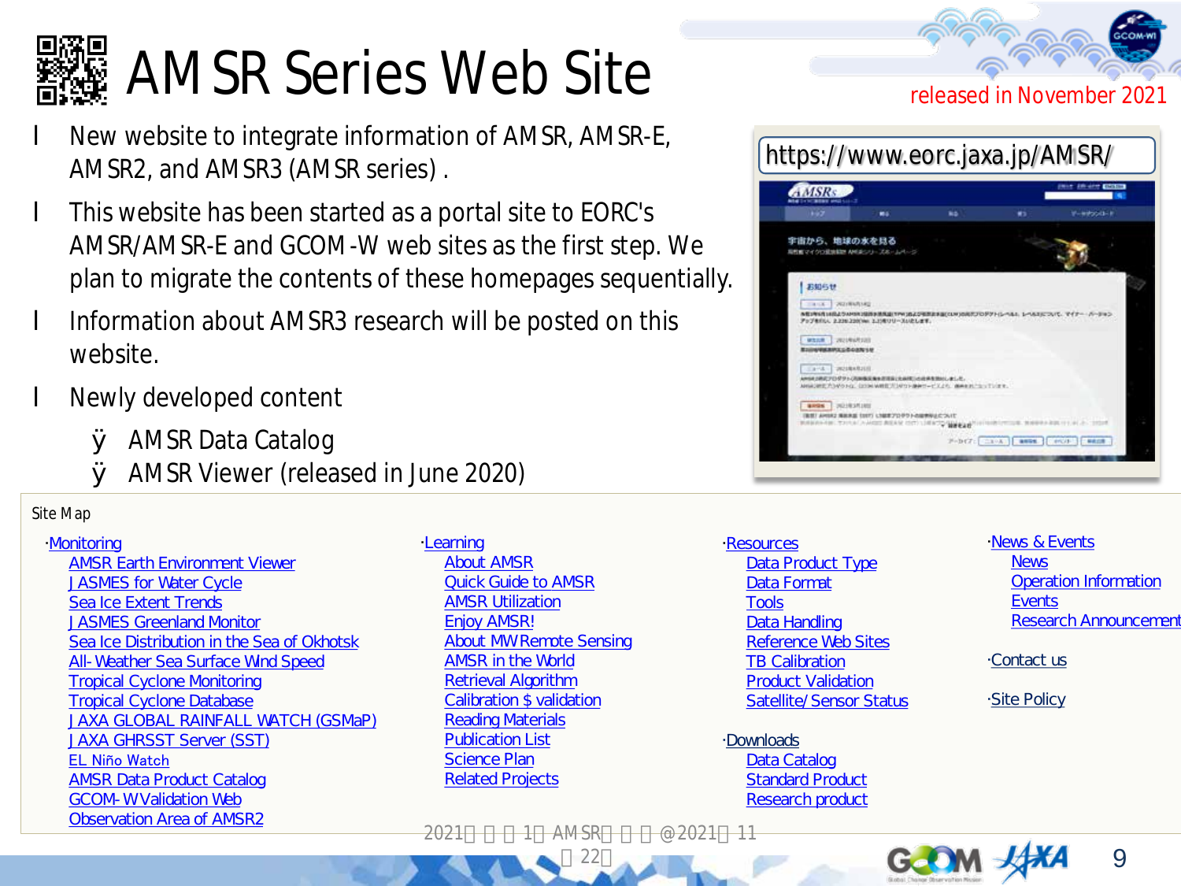# AMSR Series Web Site

released in November 2021

- New website to integrate information of AMSR, AMSR-E, AMSR2, and AMSR3 (AMSR series) .
- This website has been started as a portal site to EORC's AMSR/AMSR-E and GCOM-W web sites as the first step. We plan to migrate the contents of these homepages sequentially.
- Information about AMSR3 research will be posted on this website.
- Newly developed content
  - AMSR Data Catalog
  - AMSR Viewer (released in June 2020)

https://www.eorc.jaxa.jp/AMSR/

Site Map

- Monitoring
  - AMSR Earth Environment Viewer
  - JASMES for Water Cycle
  - Sea Ice Extent Trends
  - JASMES Greenland Monitor
  - Sea Ice Distribution in the Sea of Okhotsk
  - All-Weather Sea Surface Wind Speed
  - Tropical Cyclone Monitoring
  - Tropical Cyclone Database
  - JAXA GLOBAL RAINFALL WATCH (GSMaP)
  - JAXA GHRSST Server (SST)
  - EL Niño Watch
  - AMSR Data Product Catalog
  - GCOM-W Validation Web
  - Observation Area of AMSR2
- Learning
  - About AMSR
  - Quick Guide to AMSR
  - AMSR Utilization
  - Enjoy AMSR!
  - About MW Remote Sensing
  - AMSR in the World
  - Retrieval Algorithm
  - Calibration $ validation
  - Reading Materials
  - Publication List
  - Science Plan
  - Related Projects
- Resources
  - Data Product Type
  - Data Format
  - Tools
  - Data Handling
  - Reference Web Sites
  - TB Calibration
  - Product Validation
  - Satellite/Sensor Status
- Downloads
  - Data Catalog
  - Standard Product
  - Research product
- News & Events
  - News
  - Operation Information
  - Events
  - Research Announcement
- Contact us
- Site Policy